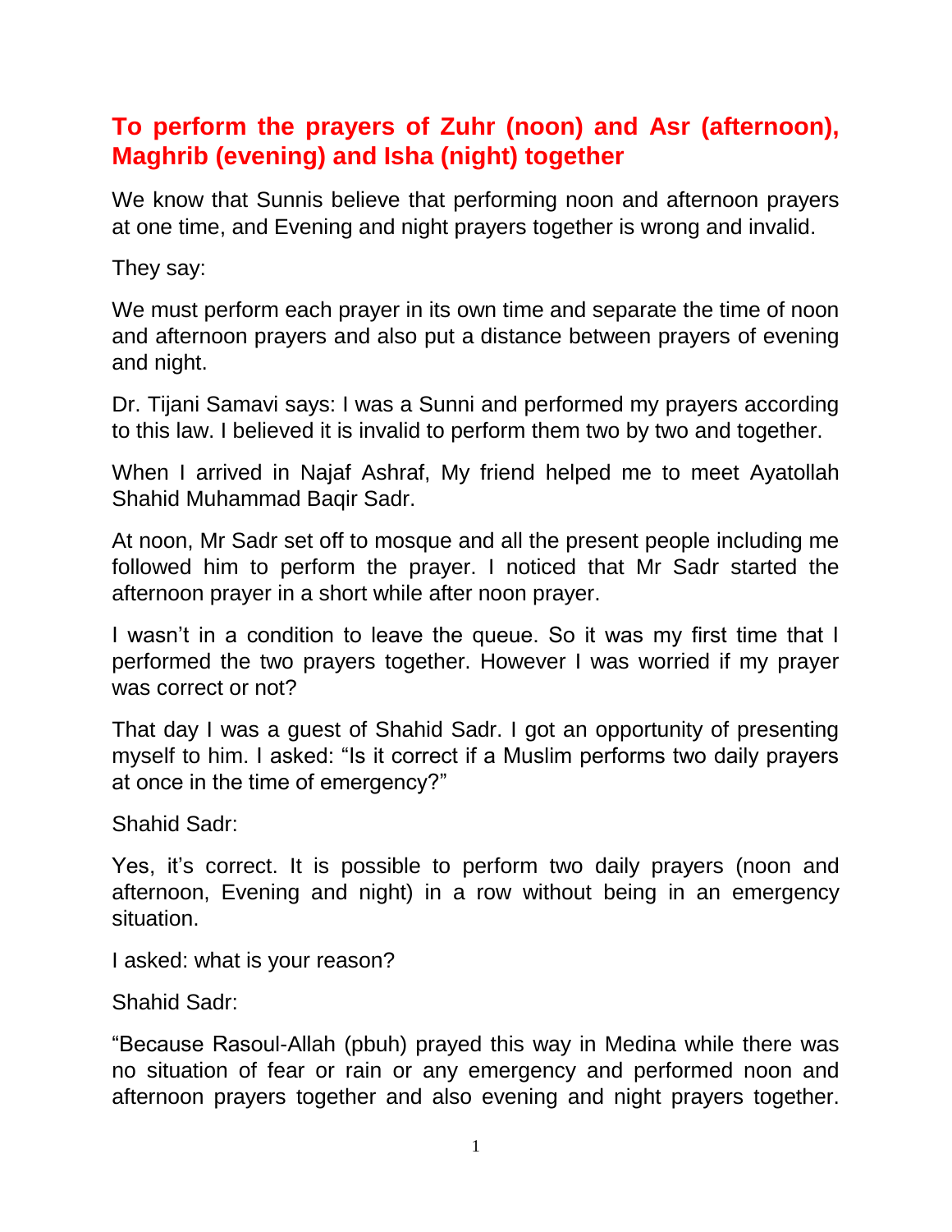## To perform the prayers of Zuhr (noon) and Asr (afternoon), Maghrib (evening) and Isha (night) together

We know that Sunnis believe that performing noon and afternoon prayers at one time, and Evening and night prayers together is wrong and invalid.

They say:

We must perform each prayer in its own time and separate the time of noon and afternoon prayers and also put a distance between prayers of evening and night.

Dr. Tijani Samavi says: I was a Sunni and performed my prayers according to this law. I believed it is invalid to perform them two by two and together.

When I arrived in Najaf Ashraf, My friend helped me to meet Ayatollah Shahid Muhammad Baqir Sadr.

At noon, Mr Sadr set off to mosque and all the present people including me followed him to perform the prayer. I noticed that Mr Sadr started the afternoon prayer in a short while after noon prayer.

I wasn't in a condition to leave the queue. So it was my first time that I performed the two prayers together. However I was worried if my prayer was correct or not?

That day I was a guest of Shahid Sadr. I got an opportunity of presenting myself to him. I asked: "Is it correct if a Muslim performs two daily prayers at once in the time of emergency?"

Shahid Sadr:

Yes, it's correct. It is possible to perform two daily prayers (noon and afternoon, Evening and night) in a row without being in an emergency situation.

I asked: what is your reason?

Shahid Sadr:

"Because Rasoul-Allah (pbuh) prayed this way in Medina while there was no situation of fear or rain or any emergency and performed noon and afternoon prayers together and also evening and night prayers together.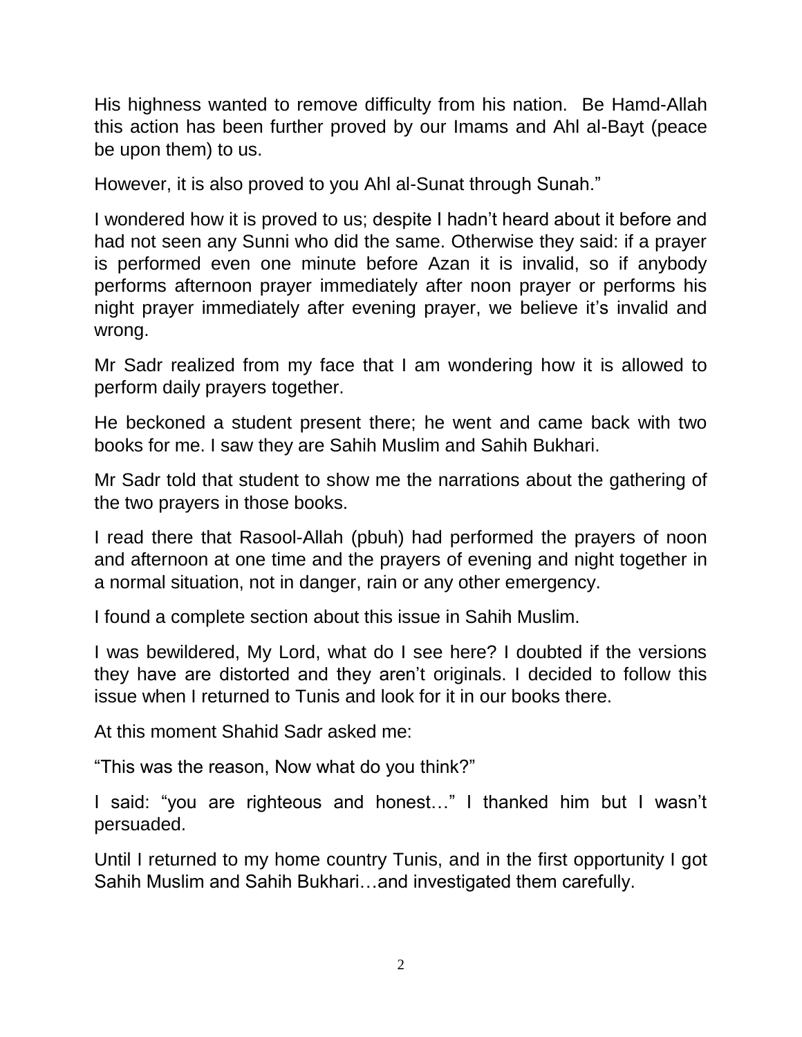His highness wanted to remove difficulty from his nation. Be Hamd-Allah this action has been further proved by our Imams and Ahl al-Bayt (peace be upon them) to us.

However, it is also proved to you Ahl al-Sunat through Sunah."

I wondered how it is proved to us; despite I hadn't heard about it before and had not seen any Sunni who did the same. Otherwise they said: if a prayer is performed even one minute before Azan it is invalid, so if anybody performs afternoon prayer immediately after noon prayer or performs his night prayer immediately after evening prayer, we believe it's invalid and wrong.

Mr Sadr realized from my face that I am wondering how it is allowed to perform daily prayers together.

He beckoned a student present there; he went and came back with two books for me. I saw they are Sahih Muslim and Sahih Bukhari.

Mr Sadr told that student to show me the narrations about the gathering of the two prayers in those books.

I read there that Rasool-Allah (pbuh) had performed the prayers of noon and afternoon at one time and the prayers of evening and night together in a normal situation, not in danger, rain or any other emergency.

I found a complete section about this issue in Sahih Muslim.

I was bewildered, My Lord, what do I see here? I doubted if the versions they have are distorted and they aren't originals. I decided to follow this issue when I returned to Tunis and look for it in our books there.

At this moment Shahid Sadr asked me:

"This was the reason, Now what do you think?"

I said: "you are righteous and honest…" I thanked him but I wasn't persuaded.

Until I returned to my home country Tunis, and in the first opportunity I got Sahih Muslim and Sahih Bukhari…and investigated them carefully.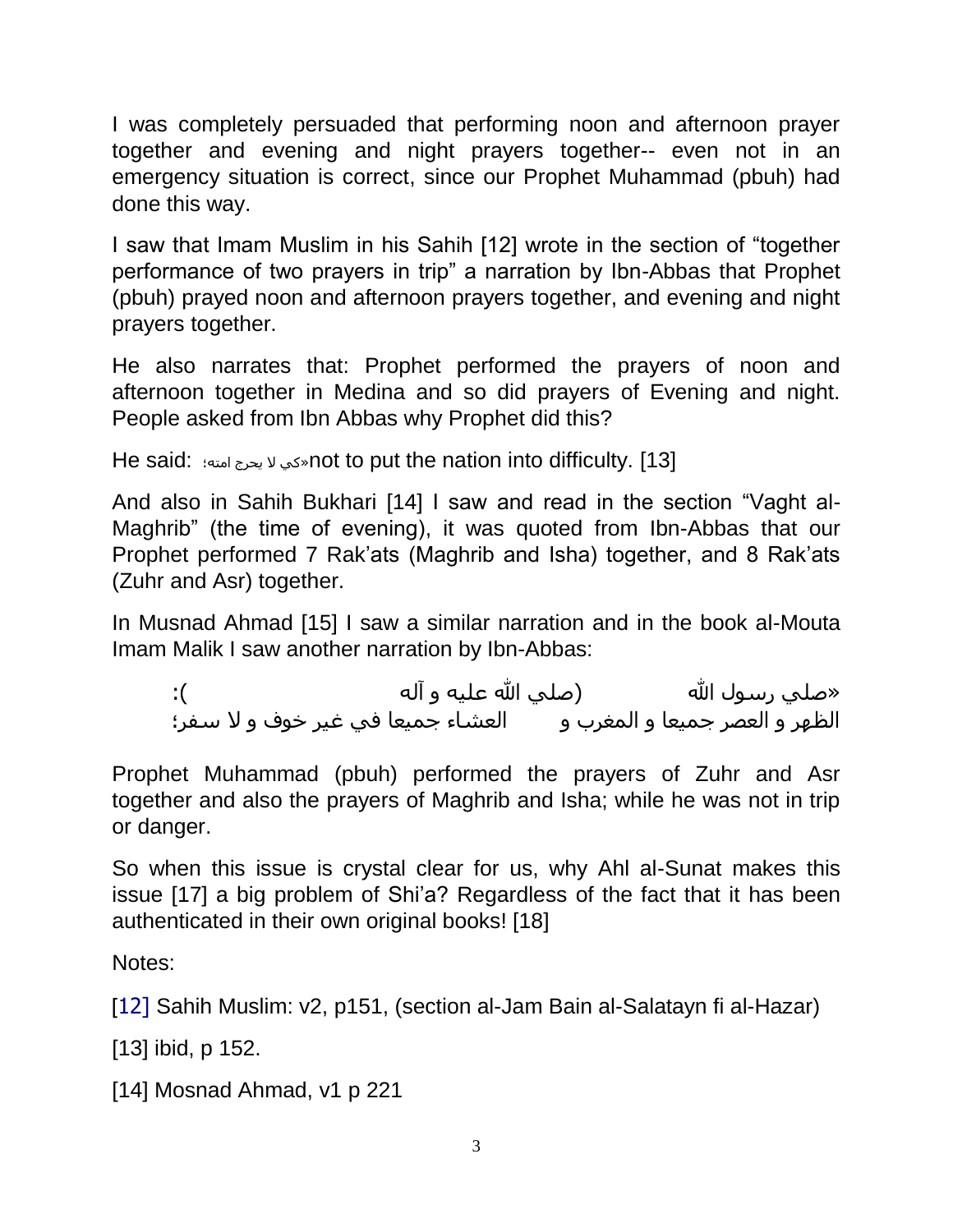I was completely persuaded that performing noon and afternoon prayer together and evening and night prayers together-- even not in an emergency situation is correct, since our Prophet Muhammad (pbuh) had done this way.

I saw that Imam Muslim in his Sahih [12] wrote in the section of "together performance of two prayers in trip" a narration by Ibn-Abbas that Prophet (pbuh) prayed noon and afternoon prayers together, and evening and night prayers together.

He also narrates that: Prophet performed the prayers of noon and afternoon together in Medina and so did prayers of Evening and night. People asked from Ibn Abbas why Prophet did this?

He said: «كي لا يحرج امته؛ not to put the nation into difficulty. [13]

And also in Sahih Bukhari [14] I saw and read in the section "Vaght al-Maghrib" (the time of evening), it was quoted from Ibn-Abbas that our Prophet performed 7 Rak'ats (Maghrib and Isha) together, and 8 Rak'ats (Zuhr and Asr) together.

In Musnad Ahmad [15] I saw a similar narration and in the book al-Mouta Imam Malik I saw another narration by Ibn-Abbas:

> «صلي رسول الله (صلي الله عليه و آله): الظهر و العصر جميعا و المغرب و العشاء جميعا في غير خوف و لا سفر؛

Prophet Muhammad (pbuh) performed the prayers of Zuhr and Asr together and also the prayers of Maghrib and Isha; while he was not in trip or danger.

So when this issue is crystal clear for us, why Ahl al-Sunat makes this issue [17] a big problem of Shi'a? Regardless of the fact that it has been authenticated in their own original books! [18]

Notes:

[12] Sahih Muslim: v2, p151, (section al-Jam Bain al-Salatayn fi al-Hazar)

[13] ibid, p 152.

[14] Mosnad Ahmad, v1 p 221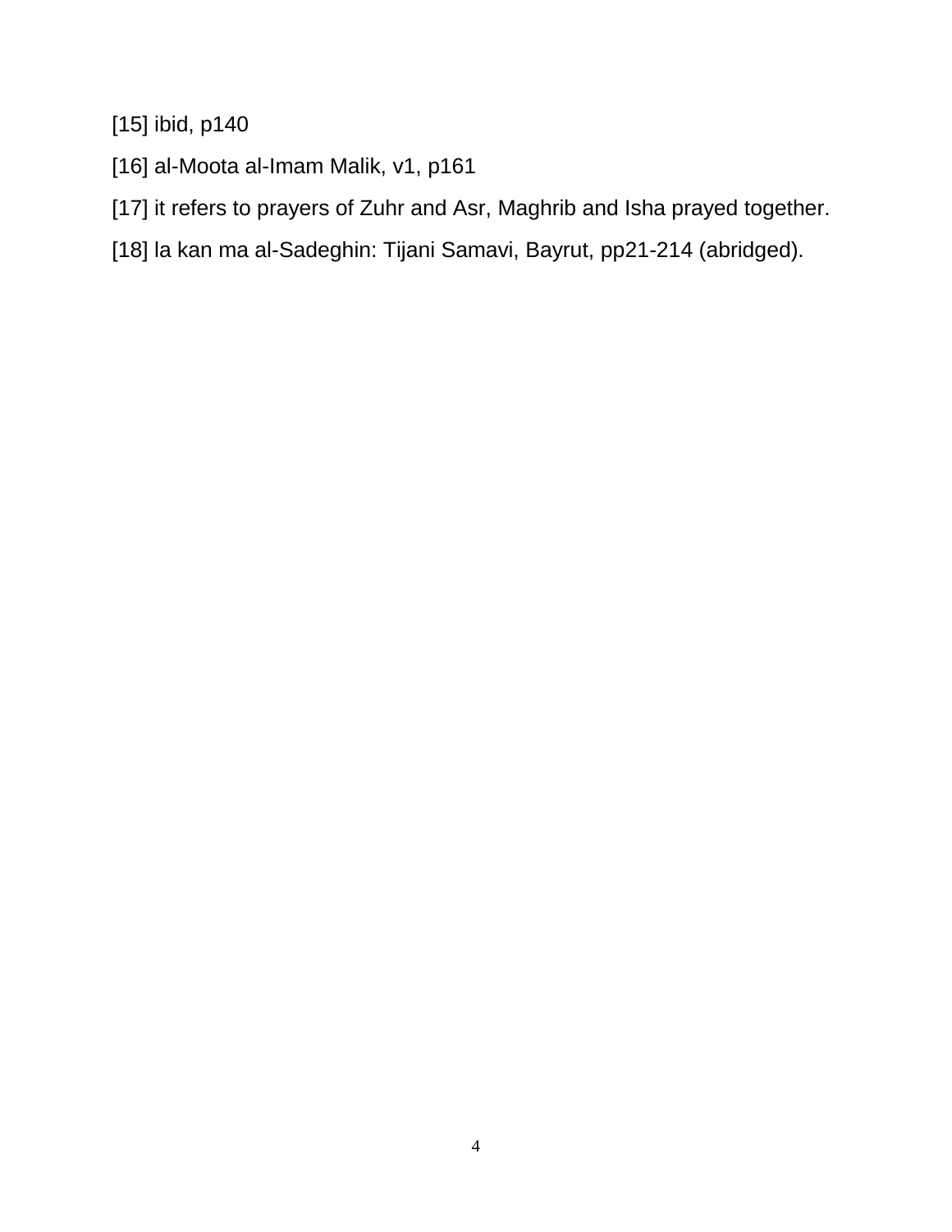[15] ibid, p140

[16] al-Moota al-Imam Malik, v1, p161

[17] it refers to prayers of Zuhr and Asr, Maghrib and Isha prayed together.

[18] la kan ma al-Sadeghin: Tijani Samavi, Bayrut, pp21-214 (abridged).